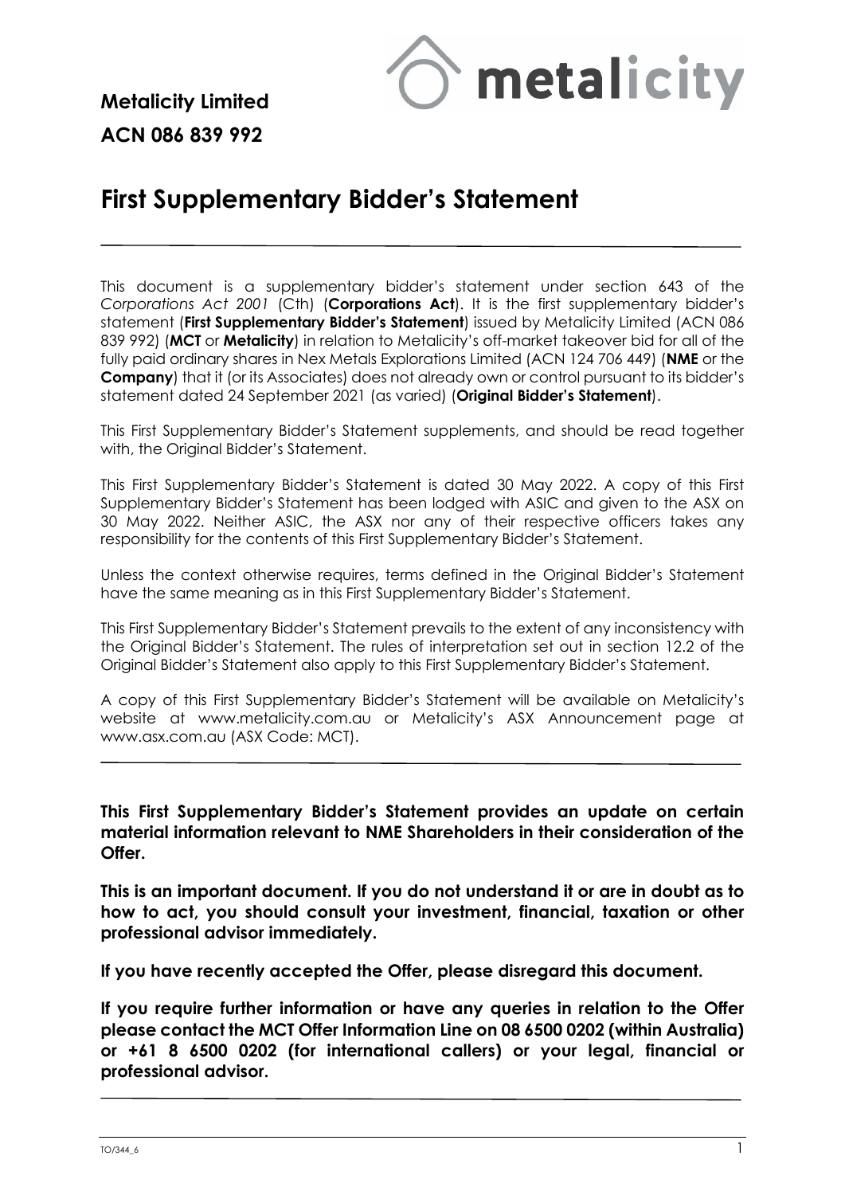**Metalicity Limited**

**ACN 086 839 992**

# First Supplementary Bidder's Statement

---

This document is a supplementary bidder's statement under section 643 of the *Corporations Act 2001* (Cth) (**Corporations Act**). It is the first supplementary bidder's statement (**First Supplementary Bidder's Statement**) issued by Metalicity Limited (ACN 086 839 992) (**MCT** or **Metalicity**) in relation to Metalicity's off-market takeover bid for all of the fully paid ordinary shares in Nex Metals Explorations Limited (ACN 124 706 449) (**NME** or the **Company**) that it (or its Associates) does not already own or control pursuant to its bidder's statement dated 24 September 2021 (as varied) (**Original Bidder's Statement**).

This First Supplementary Bidder's Statement supplements, and should be read together with, the Original Bidder's Statement.

This First Supplementary Bidder's Statement is dated 30 May 2022. A copy of this First Supplementary Bidder's Statement has been lodged with ASIC and given to the ASX on 30 May 2022. Neither ASIC, the ASX nor any of their respective officers takes any responsibility for the contents of this First Supplementary Bidder's Statement.

Unless the context otherwise requires, terms defined in the Original Bidder's Statement have the same meaning as in this First Supplementary Bidder's Statement.

This First Supplementary Bidder's Statement prevails to the extent of any inconsistency with the Original Bidder's Statement. The rules of interpretation set out in section 12.2 of the Original Bidder's Statement also apply to this First Supplementary Bidder's Statement.

A copy of this First Supplementary Bidder's Statement will be available on Metalicity's website at www.metalicity.com.au or Metalicity's ASX Announcement page at www.asx.com.au (ASX Code: MCT).

---

**This First Supplementary Bidder's Statement provides an update on certain material information relevant to NME Shareholders in their consideration of the Offer.**

**This is an important document. If you do not understand it or are in doubt as to how to act, you should consult your investment, financial, taxation or other professional advisor immediately.**

**If you have recently accepted the Offer, please disregard this document.**

**If you require further information or have any queries in relation to the Offer please contact the MCT Offer Information Line on 08 6500 0202 (within Australia) or +61 8 6500 0202 (for international callers) or your legal, financial or professional advisor.**

---

TO/344_6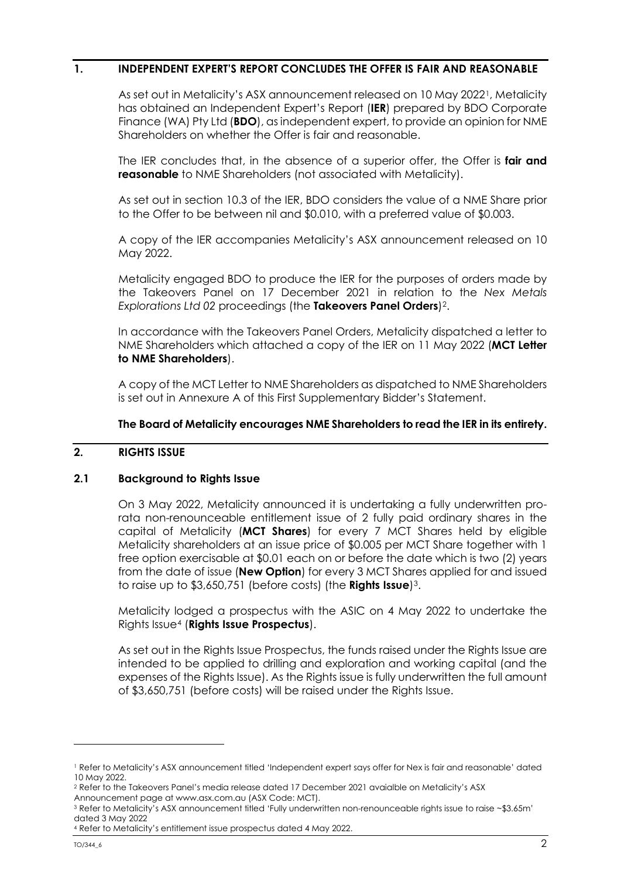## 1. INDEPENDENT EXPERT'S REPORT CONCLUDES THE OFFER IS FAIR AND REASONABLE

As set out in Metalicity's ASX announcement released on 10 May 2022[1], Metalicity has obtained an Independent Expert's Report (**IER**) prepared by BDO Corporate Finance (WA) Pty Ltd (**BDO**), as independent expert, to provide an opinion for NME Shareholders on whether the Offer is fair and reasonable.

The IER concludes that, in the absence of a superior offer, the Offer is **fair and reasonable** to NME Shareholders (not associated with Metalicity).

As set out in section 10.3 of the IER, BDO considers the value of a NME Share prior to the Offer to be between nil and $0.010, with a preferred value of $0.003.

A copy of the IER accompanies Metalicity's ASX announcement released on 10 May 2022.

Metalicity engaged BDO to produce the IER for the purposes of orders made by the Takeovers Panel on 17 December 2021 in relation to the *Nex Metals Explorations Ltd 02* proceedings (the **Takeovers Panel Orders**)[2].

In accordance with the Takeovers Panel Orders, Metalicity dispatched a letter to NME Shareholders which attached a copy of the IER on 11 May 2022 (**MCT Letter to NME Shareholders**).

A copy of the MCT Letter to NME Shareholders as dispatched to NME Shareholders is set out in Annexure A of this First Supplementary Bidder's Statement.

**The Board of Metalicity encourages NME Shareholders to read the IER in its entirety.**

## 2. RIGHTS ISSUE

### 2.1 Background to Rights Issue

On 3 May 2022, Metalicity announced it is undertaking a fully underwritten pro-rata non-renounceable entitlement issue of 2 fully paid ordinary shares in the capital of Metalicity (**MCT Shares**) for every 7 MCT Shares held by eligible Metalicity shareholders at an issue price of $0.005 per MCT Share together with 1 free option exercisable at $0.01 each on or before the date which is two (2) years from the date of issue (**New Option**) for every 3 MCT Shares applied for and issued to raise up to $3,650,751 (before costs) (the **Rights Issue**)[3].

Metalicity lodged a prospectus with the ASIC on 4 May 2022 to undertake the Rights Issue[4] (**Rights Issue Prospectus**).

As set out in the Rights Issue Prospectus, the funds raised under the Rights Issue are intended to be applied to drilling and exploration and working capital (and the expenses of the Rights Issue). As the Rights issue is fully underwritten the full amount of $3,650,751 (before costs) will be raised under the Rights Issue.

---

[1] Refer to Metalicity's ASX announcement titled 'Independent expert says offer for Nex is fair and reasonable' dated 10 May 2022.

[2] Refer to the Takeovers Panel's media release dated 17 December 2021 avaialble on Metalicity's ASX Announcement page at www.asx.com.au (ASX Code: MCT).

[3] Refer to Metalicity's ASX announcement titled 'Fully underwritten non-renounceable rights issue to raise ~$3.65m' dated 3 May 2022

[4] Refer to Metalicity's entitlement issue prospectus dated 4 May 2022.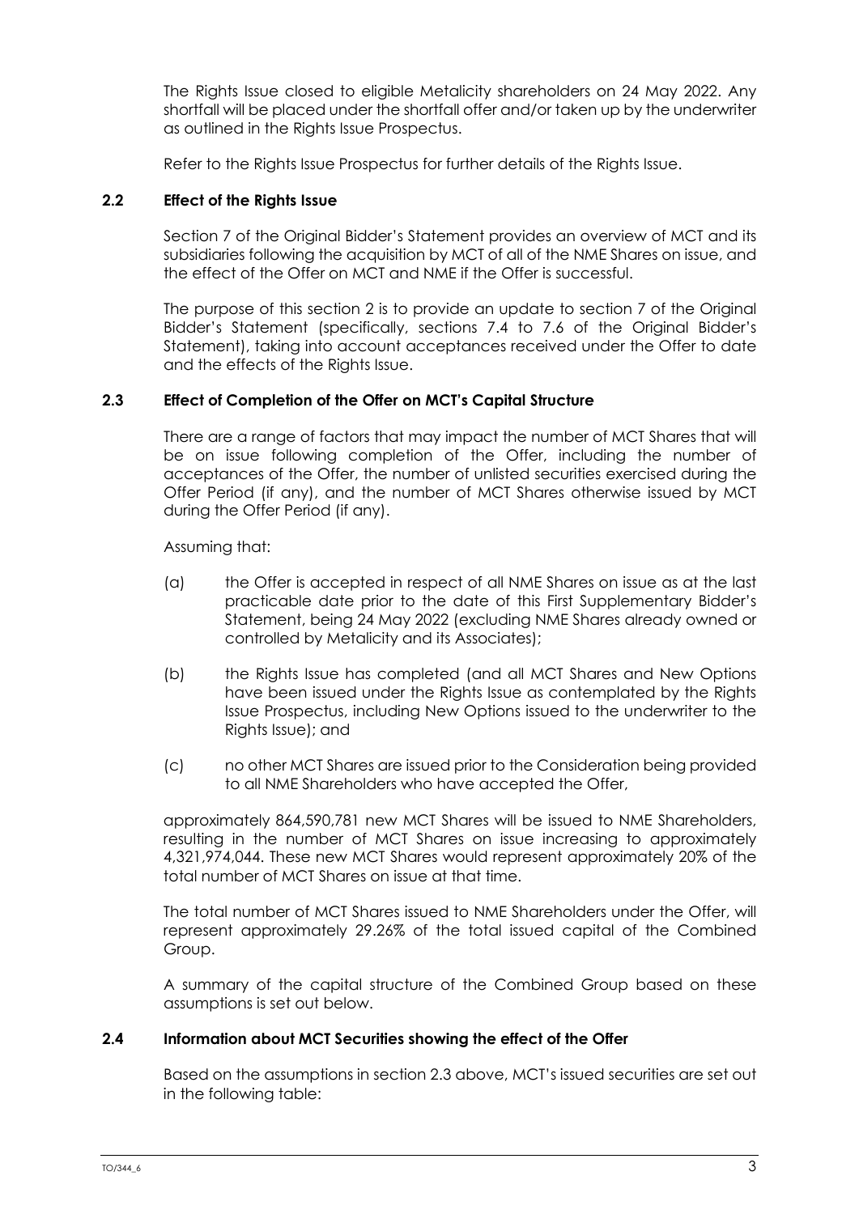The Rights Issue closed to eligible Metalicity shareholders on 24 May 2022. Any shortfall will be placed under the shortfall offer and/or taken up by the underwriter as outlined in the Rights Issue Prospectus.

Refer to the Rights Issue Prospectus for further details of the Rights Issue.

### 2.2 Effect of the Rights Issue

Section 7 of the Original Bidder's Statement provides an overview of MCT and its subsidiaries following the acquisition by MCT of all of the NME Shares on issue, and the effect of the Offer on MCT and NME if the Offer is successful.

The purpose of this section 2 is to provide an update to section 7 of the Original Bidder's Statement (specifically, sections 7.4 to 7.6 of the Original Bidder's Statement), taking into account acceptances received under the Offer to date and the effects of the Rights Issue.

### 2.3 Effect of Completion of the Offer on MCT's Capital Structure

There are a range of factors that may impact the number of MCT Shares that will be on issue following completion of the Offer, including the number of acceptances of the Offer, the number of unlisted securities exercised during the Offer Period (if any), and the number of MCT Shares otherwise issued by MCT during the Offer Period (if any).

Assuming that:

(a) the Offer is accepted in respect of all NME Shares on issue as at the last practicable date prior to the date of this First Supplementary Bidder's Statement, being 24 May 2022 (excluding NME Shares already owned or controlled by Metalicity and its Associates);

(b) the Rights Issue has completed (and all MCT Shares and New Options have been issued under the Rights Issue as contemplated by the Rights Issue Prospectus, including New Options issued to the underwriter to the Rights Issue); and

(c) no other MCT Shares are issued prior to the Consideration being provided to all NME Shareholders who have accepted the Offer,

approximately 864,590,781 new MCT Shares will be issued to NME Shareholders, resulting in the number of MCT Shares on issue increasing to approximately 4,321,974,044. These new MCT Shares would represent approximately 20% of the total number of MCT Shares on issue at that time.

The total number of MCT Shares issued to NME Shareholders under the Offer, will represent approximately 29.26% of the total issued capital of the Combined Group.

A summary of the capital structure of the Combined Group based on these assumptions is set out below.

### 2.4 Information about MCT Securities showing the effect of the Offer

Based on the assumptions in section 2.3 above, MCT's issued securities are set out in the following table: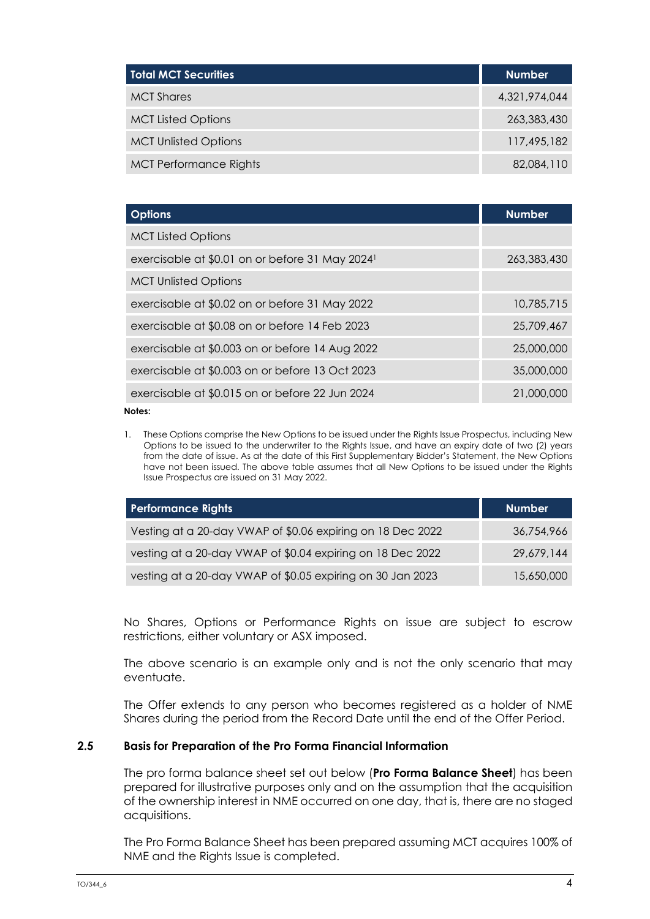| Total MCT Securities | Number |
| --- | --- |
| MCT Shares | 4,321,974,044 |
| MCT Listed Options | 263,383,430 |
| MCT Unlisted Options | 117,495,182 |
| MCT Performance Rights | 82,084,110 |

| Options | Number |
| --- | --- |
| MCT Listed Options | |
| exercisable at $0.01 on or before 31 May 2024[1] | 263,383,430 |
| MCT Unlisted Options | |
| exercisable at $0.02 on or before 31 May 2022 | 10,785,715 |
| exercisable at $0.08 on or before 14 Feb 2023 | 25,709,467 |
| exercisable at $0.003 on or before 14 Aug 2022 | 25,000,000 |
| exercisable at $0.003 on or before 13 Oct 2023 | 35,000,000 |
| exercisable at $0.015 on or before 22 Jun 2024 | 21,000,000 |

**Notes:**

1. These Options comprise the New Options to be issued under the Rights Issue Prospectus, including New Options to be issued to the underwriter to the Rights Issue, and have an expiry date of two (2) years from the date of issue. As at the date of this First Supplementary Bidder's Statement, the New Options have not been issued. The above table assumes that all New Options to be issued under the Rights Issue Prospectus are issued on 31 May 2022.

| Performance Rights | Number |
| --- | --- |
| Vesting at a 20-day VWAP of $0.06 expiring on 18 Dec 2022 | 36,754,966 |
| vesting at a 20-day VWAP of $0.04 expiring on 18 Dec 2022 | 29,679,144 |
| vesting at a 20-day VWAP of $0.05 expiring on 30 Jan 2023 | 15,650,000 |

No Shares, Options or Performance Rights on issue are subject to escrow restrictions, either voluntary or ASX imposed.

The above scenario is an example only and is not the only scenario that may eventuate.

The Offer extends to any person who becomes registered as a holder of NME Shares during the period from the Record Date until the end of the Offer Period.

### 2.5 Basis for Preparation of the Pro Forma Financial Information

The pro forma balance sheet set out below (**Pro Forma Balance Sheet**) has been prepared for illustrative purposes only and on the assumption that the acquisition of the ownership interest in NME occurred on one day, that is, there are no staged acquisitions.

The Pro Forma Balance Sheet has been prepared assuming MCT acquires 100% of NME and the Rights Issue is completed.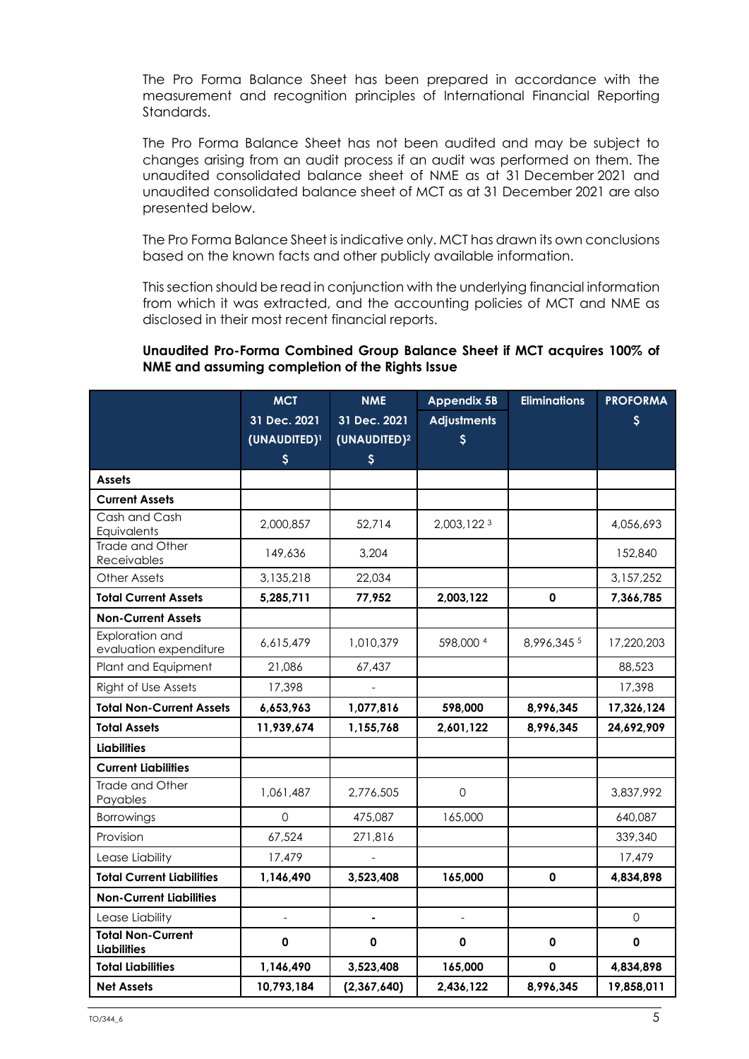The Pro Forma Balance Sheet has been prepared in accordance with the measurement and recognition principles of International Financial Reporting Standards.

The Pro Forma Balance Sheet has not been audited and may be subject to changes arising from an audit process if an audit was performed on them. The unaudited consolidated balance sheet of NME as at 31 December 2021 and unaudited consolidated balance sheet of MCT as at 31 December 2021 are also presented below.

The Pro Forma Balance Sheet is indicative only. MCT has drawn its own conclusions based on the known facts and other publicly available information.

This section should be read in conjunction with the underlying financial information from which it was extracted, and the accounting policies of MCT and NME as disclosed in their most recent financial reports.

**Unaudited Pro-Forma Combined Group Balance Sheet if MCT acquires 100% of NME and assuming completion of the Rights Issue**

| | MCT 31 Dec. 2021 (UNAUDITED)[1] $ | NME 31 Dec. 2021 (UNAUDITED)[2] $ | Appendix 5B Adjustments $ | Eliminations | PROFORMA $ |
|---|---|---|---|---|---|
| **Assets** | | | | | |
| **Current Assets** | | | | | |
| Cash and Cash Equivalents | 2,000,857 | 52,714 | 2,003,122 [3] | | 4,056,693 |
| Trade and Other Receivables | 149,636 | 3,204 | | | 152,840 |
| Other Assets | 3,135,218 | 22,034 | | | 3,157,252 |
| **Total Current Assets** | **5,285,711** | **77,952** | **2,003,122** | **0** | **7,366,785** |
| **Non-Current Assets** | | | | | |
| Exploration and evaluation expenditure | 6,615,479 | 1,010,379 | 598,000 [4] | 8,996,345 [5] | 17,220,203 |
| Plant and Equipment | 21,086 | 67,437 | | | 88,523 |
| Right of Use Assets | 17,398 | - | | | 17,398 |
| **Total Non-Current Assets** | **6,653,963** | **1,077,816** | **598,000** | **8,996,345** | **17,326,124** |
| **Total Assets** | **11,939,674** | **1,155,768** | **2,601,122** | **8,996,345** | **24,692,909** |
| **Liabilities** | | | | | |
| **Current Liabilities** | | | | | |
| Trade and Other Payables | 1,061,487 | 2,776,505 | 0 | | 3,837,992 |
| Borrowings | 0 | 475,087 | 165,000 | | 640,087 |
| Provision | 67,524 | 271,816 | | | 339,340 |
| Lease Liability | 17,479 | - | | | 17,479 |
| **Total Current Liabilities** | **1,146,490** | **3,523,408** | **165,000** | **0** | **4,834,898** |
| **Non-Current Liabilities** | | | | | |
| Lease Liability | - | - | - | | 0 |
| **Total Non-Current Liabilities** | **0** | **0** | **0** | **0** | **0** |
| **Total Liabilities** | **1,146,490** | **3,523,408** | **165,000** | **0** | **4,834,898** |
| **Net Assets** | **10,793,184** | **(2,367,640)** | **2,436,122** | **8,996,345** | **19,858,011** |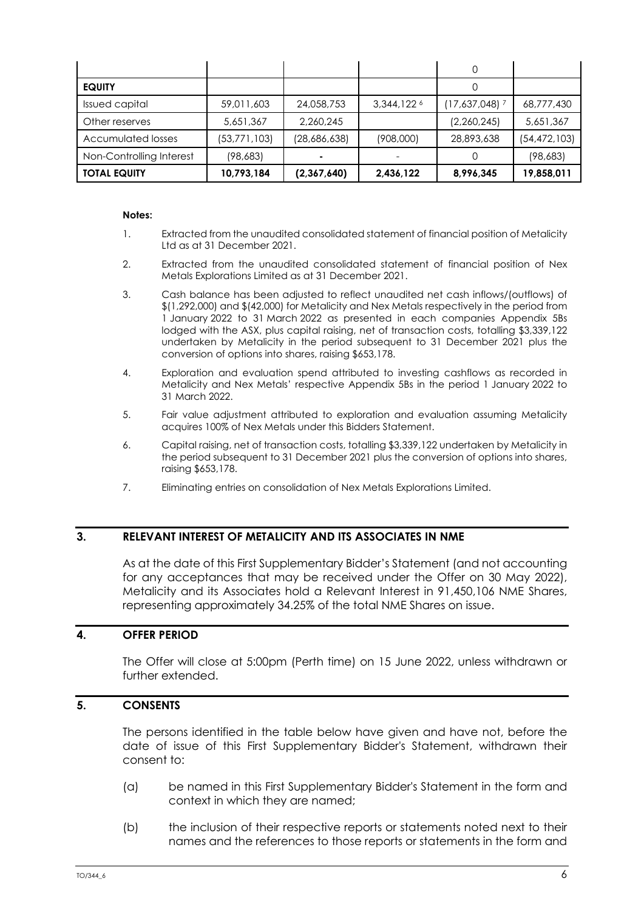| | | | | 0 | |
|---|---|---|---|---|---|
| **EQUITY** | | | | 0 | |
| Issued capital | 59,011,603 | 24,058,753 | 3,344,122 [6] | (17,637,048) [7] | 68,777,430 |
| Other reserves | 5,651,367 | 2,260,245 | | (2,260,245) | 5,651,367 |
| Accumulated losses | (53,771,103) | (28,686,638) | (908,000) | 28,893,638 | (54,472,103) |
| Non-Controlling Interest | (98,683) | - | - | 0 | (98,683) |
| **TOTAL EQUITY** | **10,793,184** | **(2,367,640)** | **2,436,122** | **8,996,345** | **19,858,011** |

**Notes:**

1. Extracted from the unaudited consolidated statement of financial position of Metalicity Ltd as at 31 December 2021.
2. Extracted from the unaudited consolidated statement of financial position of Nex Metals Explorations Limited as at 31 December 2021.
3. Cash balance has been adjusted to reflect unaudited net cash inflows/(outflows) of $(1,292,000) and $(42,000) for Metalicity and Nex Metals respectively in the period from 1 January 2022 to 31 March 2022 as presented in each companies Appendix 5Bs lodged with the ASX, plus capital raising, net of transaction costs, totalling $3,339,122 undertaken by Metalicity in the period subsequent to 31 December 2021 plus the conversion of options into shares, raising $653,178.
4. Exploration and evaluation spend attributed to investing cashflows as recorded in Metalicity and Nex Metals' respective Appendix 5Bs in the period 1 January 2022 to 31 March 2022.
5. Fair value adjustment attributed to exploration and evaluation assuming Metalicity acquires 100% of Nex Metals under this Bidders Statement.
6. Capital raising, net of transaction costs, totalling $3,339,122 undertaken by Metalicity in the period subsequent to 31 December 2021 plus the conversion of options into shares, raising $653,178.
7. Eliminating entries on consolidation of Nex Metals Explorations Limited.

## 3. RELEVANT INTEREST OF METALICITY AND ITS ASSOCIATES IN NME

As at the date of this First Supplementary Bidder's Statement (and not accounting for any acceptances that may be received under the Offer on 30 May 2022), Metalicity and its Associates hold a Relevant Interest in 91,450,106 NME Shares, representing approximately 34.25% of the total NME Shares on issue.

## 4. OFFER PERIOD

The Offer will close at 5:00pm (Perth time) on 15 June 2022, unless withdrawn or further extended.

## 5. CONSENTS

The persons identified in the table below have given and have not, before the date of issue of this First Supplementary Bidder's Statement, withdrawn their consent to:

(a) be named in this First Supplementary Bidder's Statement in the form and context in which they are named;

(b) the inclusion of their respective reports or statements noted next to their names and the references to those reports or statements in the form and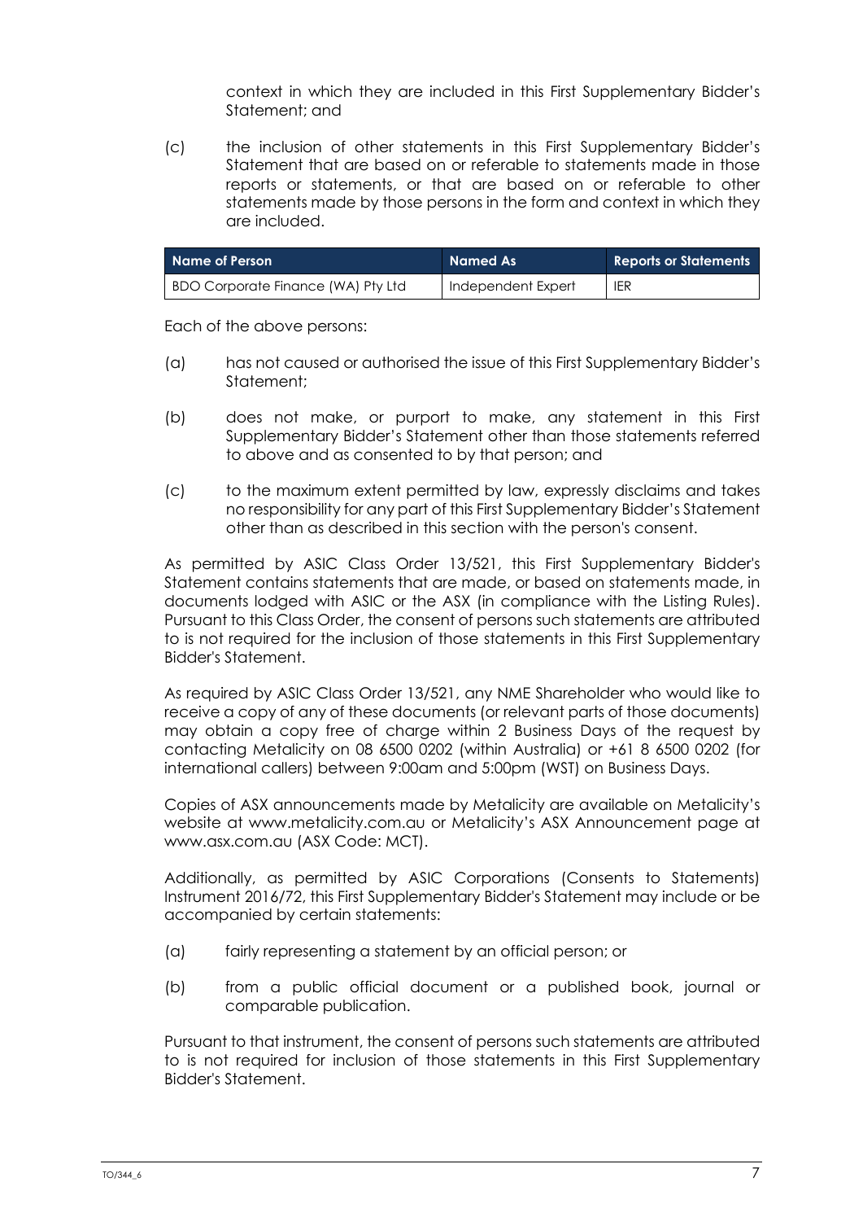context in which they are included in this First Supplementary Bidder's Statement; and

(c) the inclusion of other statements in this First Supplementary Bidder's Statement that are based on or referable to statements made in those reports or statements, or that are based on or referable to other statements made by those persons in the form and context in which they are included.

| Name of Person | Named As | Reports or Statements |
| --- | --- | --- |
| BDO Corporate Finance (WA) Pty Ltd | Independent Expert | IER |

Each of the above persons:

(a) has not caused or authorised the issue of this First Supplementary Bidder's Statement;

(b) does not make, or purport to make, any statement in this First Supplementary Bidder's Statement other than those statements referred to above and as consented to by that person; and

(c) to the maximum extent permitted by law, expressly disclaims and takes no responsibility for any part of this First Supplementary Bidder's Statement other than as described in this section with the person's consent.

As permitted by ASIC Class Order 13/521, this First Supplementary Bidder's Statement contains statements that are made, or based on statements made, in documents lodged with ASIC or the ASX (in compliance with the Listing Rules). Pursuant to this Class Order, the consent of persons such statements are attributed to is not required for the inclusion of those statements in this First Supplementary Bidder's Statement.

As required by ASIC Class Order 13/521, any NME Shareholder who would like to receive a copy of any of these documents (or relevant parts of those documents) may obtain a copy free of charge within 2 Business Days of the request by contacting Metalicity on 08 6500 0202 (within Australia) or +61 8 6500 0202 (for international callers) between 9:00am and 5:00pm (WST) on Business Days.

Copies of ASX announcements made by Metalicity are available on Metalicity's website at www.metalicity.com.au or Metalicity's ASX Announcement page at www.asx.com.au (ASX Code: MCT).

Additionally, as permitted by ASIC Corporations (Consents to Statements) Instrument 2016/72, this First Supplementary Bidder's Statement may include or be accompanied by certain statements:

(a) fairly representing a statement by an official person; or

(b) from a public official document or a published book, journal or comparable publication.

Pursuant to that instrument, the consent of persons such statements are attributed to is not required for inclusion of those statements in this First Supplementary Bidder's Statement.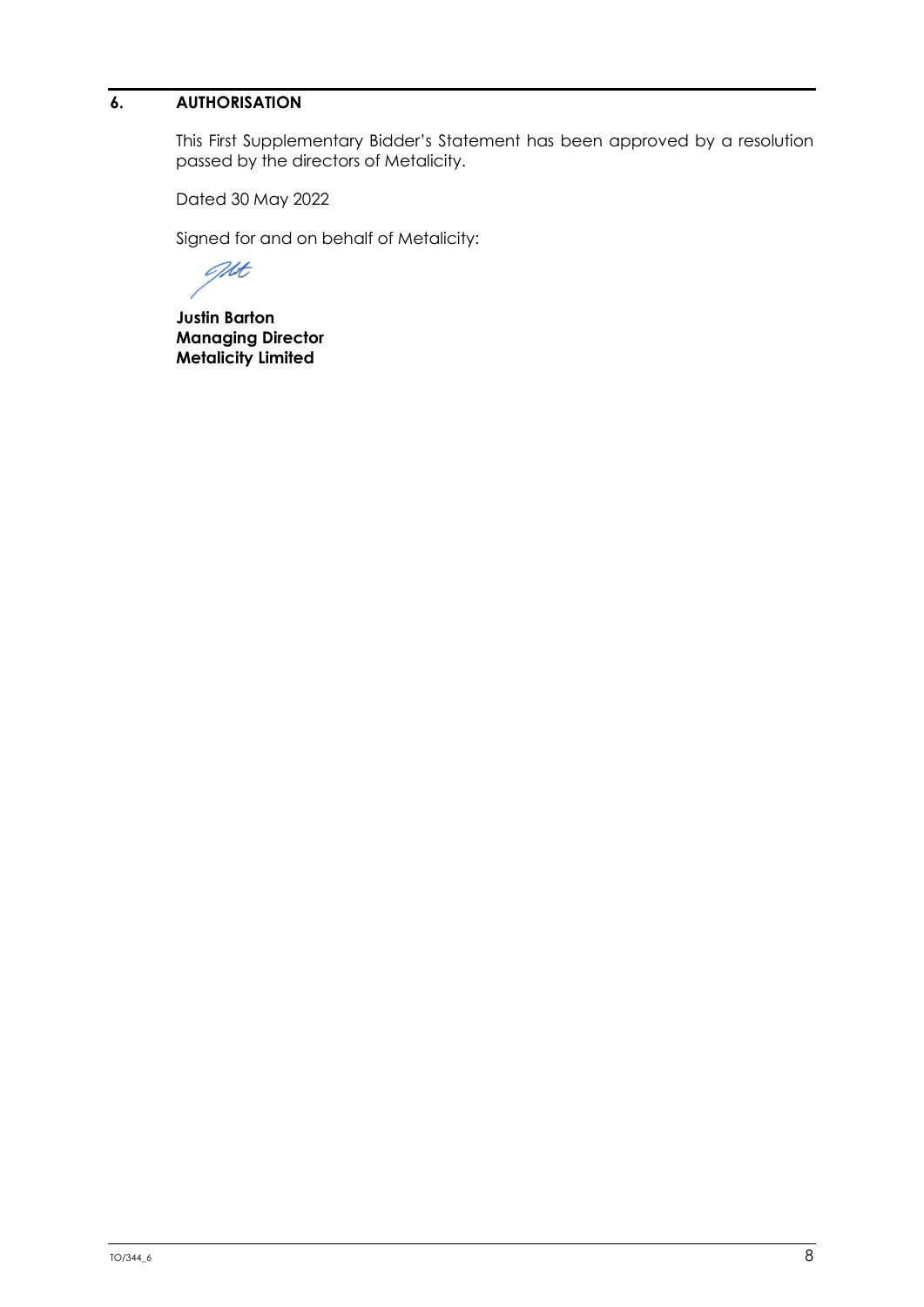## 6. AUTHORISATION

This First Supplementary Bidder's Statement has been approved by a resolution passed by the directors of Metalicity.

Dated 30 May 2022

Signed for and on behalf of Metalicity:

**Justin Barton**
**Managing Director**
**Metalicity Limited**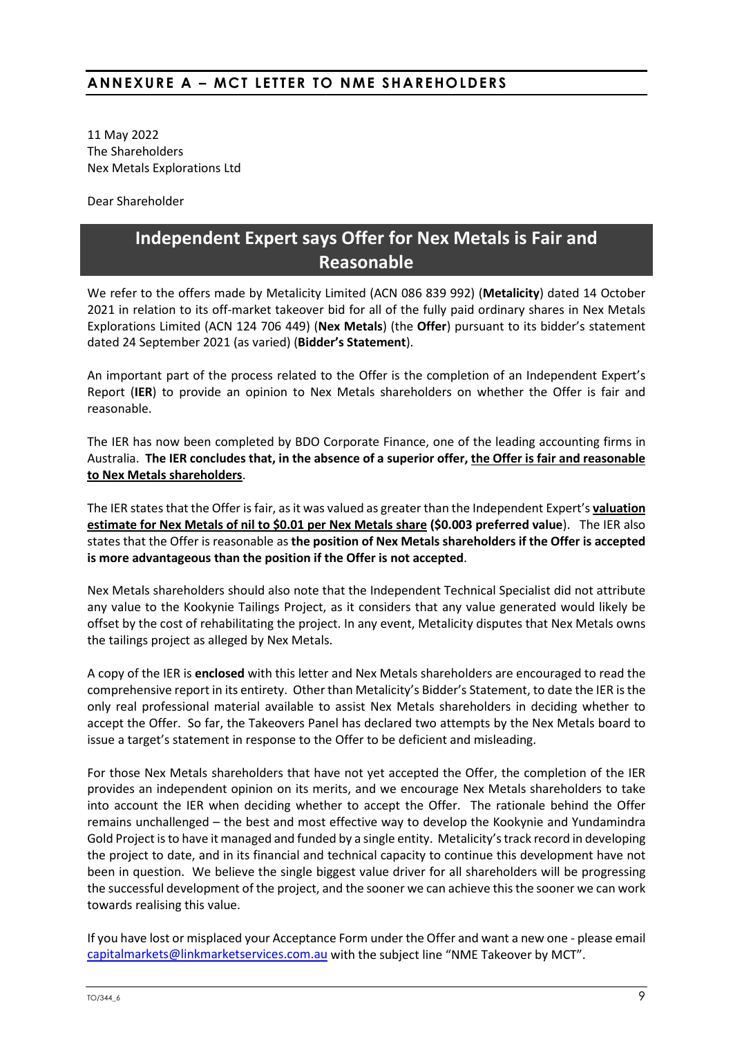## ANNEXURE A – MCT LETTER TO NME SHAREHOLDERS

11 May 2022
The Shareholders
Nex Metals Explorations Ltd

Dear Shareholder

# Independent Expert says Offer for Nex Metals is Fair and Reasonable

We refer to the offers made by Metalicity Limited (ACN 086 839 992) (**Metalicity**) dated 14 October 2021 in relation to its off-market takeover bid for all of the fully paid ordinary shares in Nex Metals Explorations Limited (ACN 124 706 449) (**Nex Metals**) (the **Offer**) pursuant to its bidder's statement dated 24 September 2021 (as varied) (**Bidder's Statement**).

An important part of the process related to the Offer is the completion of an Independent Expert's Report (**IER**) to provide an opinion to Nex Metals shareholders on whether the Offer is fair and reasonable.

The IER has now been completed by BDO Corporate Finance, one of the leading accounting firms in Australia. **The IER concludes that, in the absence of a superior offer, <u>the Offer is fair and reasonable to Nex Metals shareholders</u>**.

The IER states that the Offer is fair, as it was valued as greater than the Independent Expert's **<u>valuation estimate for Nex Metals of nil to $0.01 per Nex Metals share</u> ($0.003 preferred value**). The IER also states that the Offer is reasonable as **the position of Nex Metals shareholders if the Offer is accepted is more advantageous than the position if the Offer is not accepted**.

Nex Metals shareholders should also note that the Independent Technical Specialist did not attribute any value to the Kookynie Tailings Project, as it considers that any value generated would likely be offset by the cost of rehabilitating the project. In any event, Metalicity disputes that Nex Metals owns the tailings project as alleged by Nex Metals.

A copy of the IER is **enclosed** with this letter and Nex Metals shareholders are encouraged to read the comprehensive report in its entirety. Other than Metalicity's Bidder's Statement, to date the IER is the only real professional material available to assist Nex Metals shareholders in deciding whether to accept the Offer. So far, the Takeovers Panel has declared two attempts by the Nex Metals board to issue a target's statement in response to the Offer to be deficient and misleading.

For those Nex Metals shareholders that have not yet accepted the Offer, the completion of the IER provides an independent opinion on its merits, and we encourage Nex Metals shareholders to take into account the IER when deciding whether to accept the Offer. The rationale behind the Offer remains unchallenged – the best and most effective way to develop the Kookynie and Yundamindra Gold Project is to have it managed and funded by a single entity. Metalicity's track record in developing the project to date, and in its financial and technical capacity to continue this development have not been in question. We believe the single biggest value driver for all shareholders will be progressing the successful development of the project, and the sooner we can achieve this the sooner we can work towards realising this value.

If you have lost or misplaced your Acceptance Form under the Offer and want a new one - please email capitalmarkets@linkmarketservices.com.au with the subject line "NME Takeover by MCT".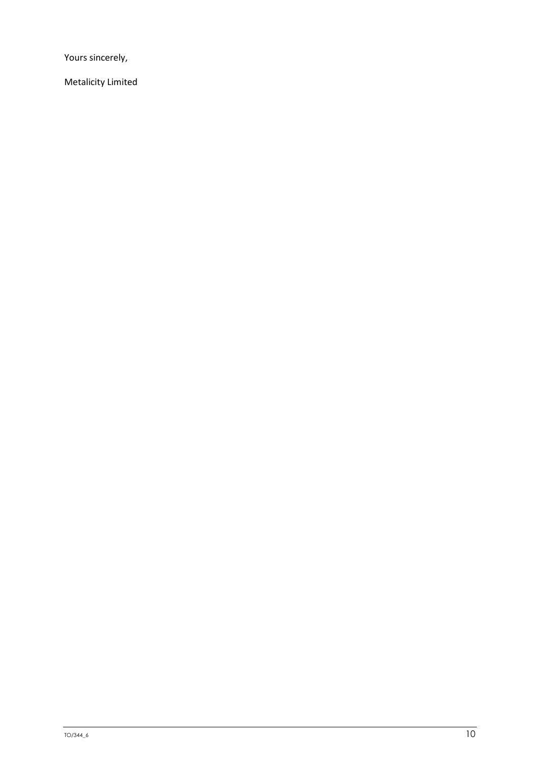Yours sincerely,

Metalicity Limited